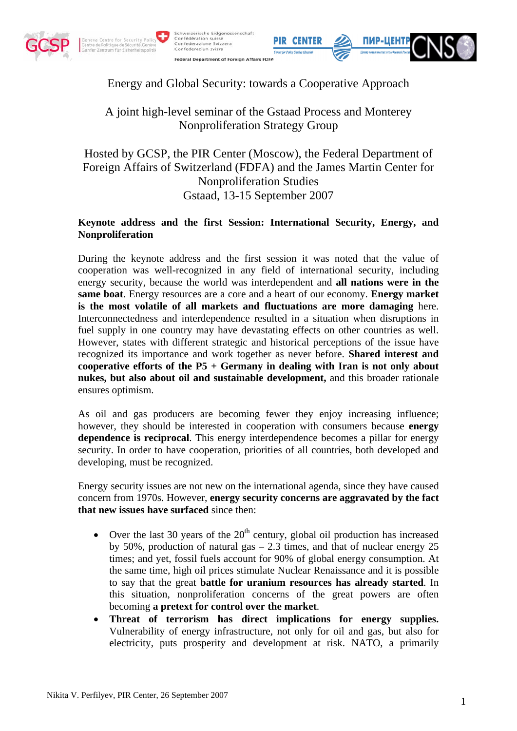# Energy and Global Security: towards a Cooperative Approach

## A joint high-level seminar of the Gstaad Process and Monterey Nonproliferation Strategy Group

Hosted by GCSP, the PIR Center (Moscow), the Federal Department of Foreign Affairs of Switzerland (FDFA) and the James Martin Center for Nonproliferation Studies

Gstaad, 13-15 September 2007

### Keynote address and the first Session: International Security, Energy, and Nonproliferation

During the keynote address and the first session it was noted that the value of cooperation was well-recognized in any field of international security, including energy security, because the world was interdependent and **all nations were in the same boat**. Energy resources are a core and a heart of our economy. **Energy market is the most volatile of all markets and fluctuations are more damaging** here. Interconnectedness and interdependence resulted in a situation when disruptions in fuel supply in one country may have devastating effects on other countries as well. However, states with different strategic and historical perceptions of the issue have recognized its importance and work together as never before. **Shared interest and cooperative efforts of the P5 + Germany in dealing with Iran is not only about nukes, but also about oil and sustainable development,** and this broader rationale ensures optimism.

As oil and gas producers are becoming fewer they enjoy increasing influence; however, they should be interested in cooperation with consumers because **energy dependence is reciprocal**. This energy interdependence becomes a pillar for energy security. In order to have cooperation, priorities of all countries, both developed and developing, must be recognized.

Energy security issues are not new on the international agenda, since they have caused concern from 1970s. However, **energy security concerns are aggravated by the fact that new issues have surfaced** since then:

- Over the last 30 years of the 20th century, global oil production has increased by 50%, production of natural gas – 2.3 times, and that of nuclear energy 25 times; and yet, fossil fuels account for 90% of global energy consumption. At the same time, high oil prices stimulate Nuclear Renaissance and it is possible to say that the great **battle for uranium resources has already started**. In this situation, nonproliferation concerns of the great powers are often becoming **a pretext for control over the market**.
- **Threat of terrorism has direct implications for energy supplies.** Vulnerability of energy infrastructure, not only for oil and gas, but also for electricity, puts prosperity and development at risk. NATO, a primarily

Nikita V. Perfilyev, PIR Center, 26 September 2007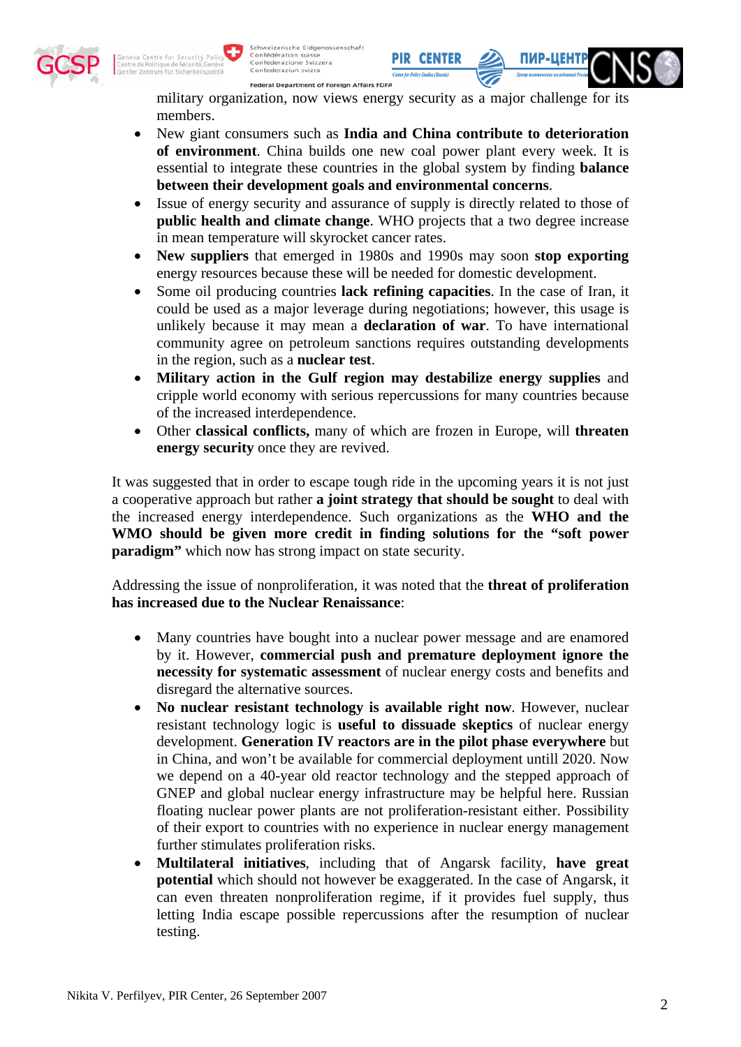military organization, now views energy security as a major challenge for its members.

- New giant consumers such as **India and China contribute to deterioration of environment**. China builds one new coal power plant every week. It is essential to integrate these countries in the global system by finding **balance between their development goals and environmental concerns**.
- Issue of energy security and assurance of supply is directly related to those of **public health and climate change**. WHO projects that a two degree increase in mean temperature will skyrocket cancer rates.
- **New suppliers** that emerged in 1980s and 1990s may soon **stop exporting** energy resources because these will be needed for domestic development.
- Some oil producing countries **lack refining capacities**. In the case of Iran, it could be used as a major leverage during negotiations; however, this usage is unlikely because it may mean a **declaration of war**. To have international community agree on petroleum sanctions requires outstanding developments in the region, such as a **nuclear test**.
- **Military action in the Gulf region may destabilize energy supplies** and cripple world economy with serious repercussions for many countries because of the increased interdependence.
- Other **classical conflicts,** many of which are frozen in Europe, will **threaten energy security** once they are revived.

It was suggested that in order to escape tough ride in the upcoming years it is not just a cooperative approach but rather **a joint strategy that should be sought** to deal with the increased energy interdependence. Such organizations as the **WHO and the WMO should be given more credit in finding solutions for the "soft power paradigm"** which now has strong impact on state security.

Addressing the issue of nonproliferation, it was noted that the **threat of proliferation has increased due to the Nuclear Renaissance**:

- Many countries have bought into a nuclear power message and are enamored by it. However, **commercial push and premature deployment ignore the necessity for systematic assessment** of nuclear energy costs and benefits and disregard the alternative sources.
- **No nuclear resistant technology is available right now**. However, nuclear resistant technology logic is **useful to dissuade skeptics** of nuclear energy development. **Generation IV reactors are in the pilot phase everywhere** but in China, and won't be available for commercial deployment untill 2020. Now we depend on a 40-year old reactor technology and the stepped approach of GNEP and global nuclear energy infrastructure may be helpful here. Russian floating nuclear power plants are not proliferation-resistant either. Possibility of their export to countries with no experience in nuclear energy management further stimulates proliferation risks.
- **Multilateral initiatives**, including that of Angarsk facility, **have great potential** which should not however be exaggerated. In the case of Angarsk, it can even threaten nonproliferation regime, if it provides fuel supply, thus letting India escape possible repercussions after the resumption of nuclear testing.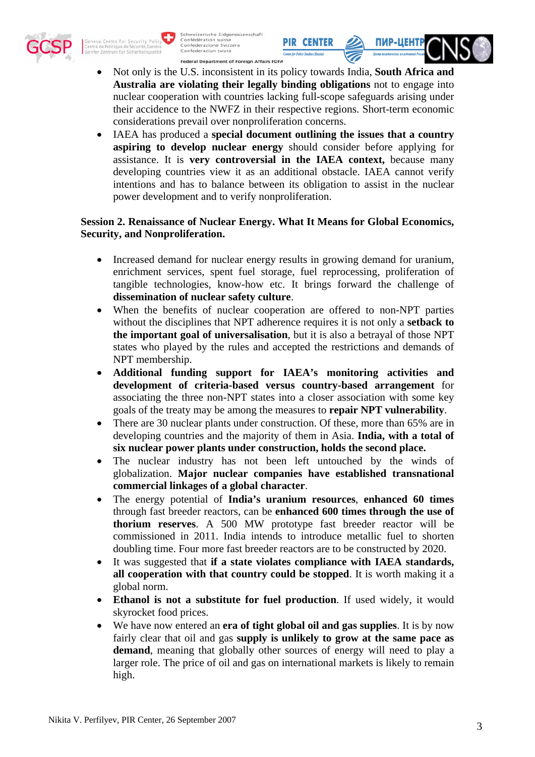- Not only is the U.S. inconsistent in its policy towards India, **South Africa and Australia are violating their legally binding obligations** not to engage into nuclear cooperation with countries lacking full-scope safeguards arising under their accidence to the NWFZ in their respective regions. Short-term economic considerations prevail over nonproliferation concerns.
- IAEA has produced a **special document outlining the issues that a country aspiring to develop nuclear energy** should consider before applying for assistance. It is **very controversial in the IAEA context,** because many developing countries view it as an additional obstacle. IAEA cannot verify intentions and has to balance between its obligation to assist in the nuclear power development and to verify nonproliferation.

**Session 2. Renaissance of Nuclear Energy. What It Means for Global Economics, Security, and Nonproliferation.**

- Increased demand for nuclear energy results in growing demand for uranium, enrichment services, spent fuel storage, fuel reprocessing, proliferation of tangible technologies, know-how etc. It brings forward the challenge of **dissemination of nuclear safety culture**.
- When the benefits of nuclear cooperation are offered to non-NPT parties without the disciplines that NPT adherence requires it is not only a **setback to the important goal of universalisation**, but it is also a betrayal of those NPT states who played by the rules and accepted the restrictions and demands of NPT membership.
- **Additional funding support for IAEA's monitoring activities and development of criteria-based versus country-based arrangement** for associating the three non-NPT states into a closer association with some key goals of the treaty may be among the measures to **repair NPT vulnerability**.
- There are 30 nuclear plants under construction. Of these, more than 65% are in developing countries and the majority of them in Asia. **India, with a total of six nuclear power plants under construction, holds the second place.**
- The nuclear industry has not been left untouched by the winds of globalization. **Major nuclear companies have established transnational commercial linkages of a global character**.
- The energy potential of **India's uranium resources**, **enhanced 60 times** through fast breeder reactors, can be **enhanced 600 times through the use of thorium reserves**. A 500 MW prototype fast breeder reactor will be commissioned in 2011. India intends to introduce metallic fuel to shorten doubling time. Four more fast breeder reactors are to be constructed by 2020.
- It was suggested that **if a state violates compliance with IAEA standards, all cooperation with that country could be stopped**. It is worth making it a global norm.
- **Ethanol is not a substitute for fuel production**. If used widely, it would skyrocket food prices.
- We have now entered an **era of tight global oil and gas supplies**. It is by now fairly clear that oil and gas **supply is unlikely to grow at the same pace as demand**, meaning that globally other sources of energy will need to play a larger role. The price of oil and gas on international markets is likely to remain high.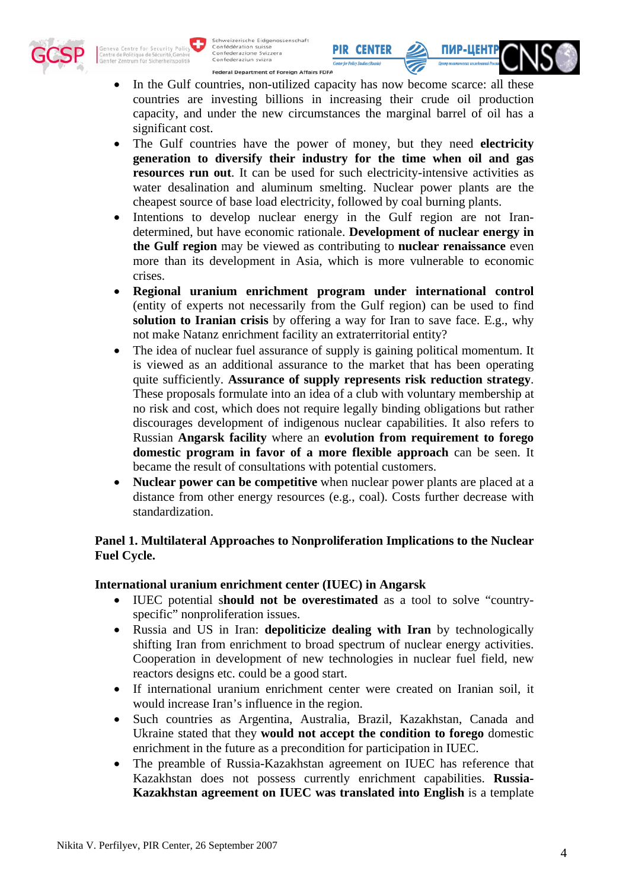- In the Gulf countries, non-utilized capacity has now become scarce: all these countries are investing billions in increasing their crude oil production capacity, and under the new circumstances the marginal barrel of oil has a significant cost.
- The Gulf countries have the power of money, but they need **electricity generation to diversify their industry for the time when oil and gas resources run out**. It can be used for such electricity-intensive activities as water desalination and aluminum smelting. Nuclear power plants are the cheapest source of base load electricity, followed by coal burning plants.
- Intentions to develop nuclear energy in the Gulf region are not Iran-determined, but have economic rationale. **Development of nuclear energy in the Gulf region** may be viewed as contributing to **nuclear renaissance** even more than its development in Asia, which is more vulnerable to economic crises.
- **Regional uranium enrichment program under international control** (entity of experts not necessarily from the Gulf region) can be used to find **solution to Iranian crisis** by offering a way for Iran to save face. E.g., why not make Natanz enrichment facility an extraterritorial entity?
- The idea of nuclear fuel assurance of supply is gaining political momentum. It is viewed as an additional assurance to the market that has been operating quite sufficiently. **Assurance of supply represents risk reduction strategy**. These proposals formulate into an idea of a club with voluntary membership at no risk and cost, which does not require legally binding obligations but rather discourages development of indigenous nuclear capabilities. It also refers to Russian **Angarsk facility** where an **evolution from requirement to forego domestic program in favor of a more flexible approach** can be seen. It became the result of consultations with potential customers.
- **Nuclear power can be competitive** when nuclear power plants are placed at a distance from other energy resources (e.g., coal). Costs further decrease with standardization.

**Panel 1. Multilateral Approaches to Nonproliferation Implications to the Nuclear Fuel Cycle.**

**International uranium enrichment center (IUEC) in Angarsk**

- IUEC potential s**hould not be overestimated** as a tool to solve "country-specific" nonproliferation issues.
- Russia and US in Iran: **depoliticize dealing with Iran** by technologically shifting Iran from enrichment to broad spectrum of nuclear energy activities. Cooperation in development of new technologies in nuclear fuel field, new reactors designs etc. could be a good start.
- If international uranium enrichment center were created on Iranian soil, it would increase Iran's influence in the region.
- Such countries as Argentina, Australia, Brazil, Kazakhstan, Canada and Ukraine stated that they **would not accept the condition to forego** domestic enrichment in the future as a precondition for participation in IUEC.
- The preamble of Russia-Kazakhstan agreement on IUEC has reference that Kazakhstan does not possess currently enrichment capabilities. **Russia-Kazakhstan agreement on IUEC was translated into English** is a template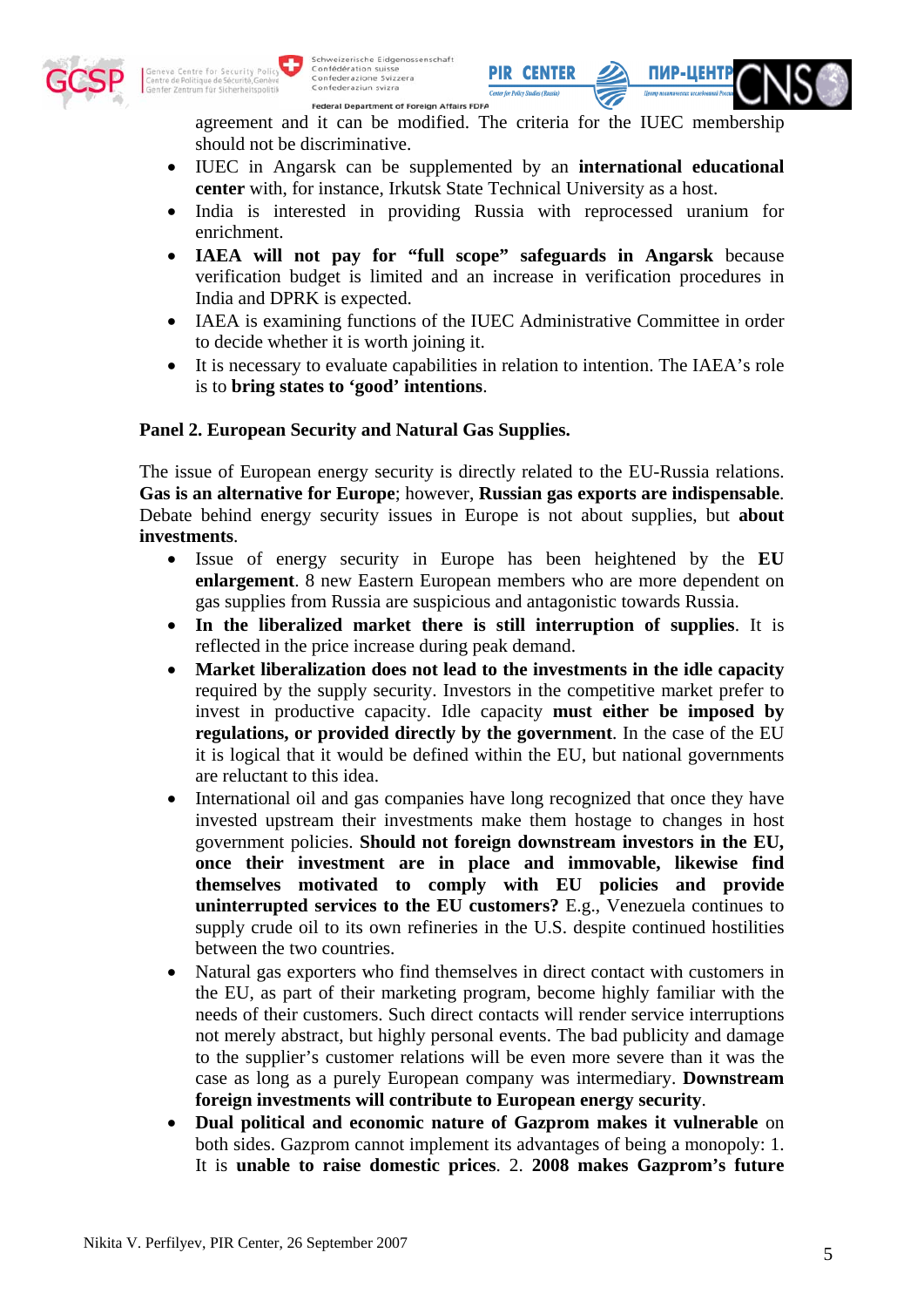agreement and it can be modified. The criteria for the IUEC membership should not be discriminative.

- IUEC in Angarsk can be supplemented by an **international educational center** with, for instance, Irkutsk State Technical University as a host.
- India is interested in providing Russia with reprocessed uranium for enrichment.
- **IAEA will not pay for "full scope" safeguards in Angarsk** because verification budget is limited and an increase in verification procedures in India and DPRK is expected.
- IAEA is examining functions of the IUEC Administrative Committee in order to decide whether it is worth joining it.
- It is necessary to evaluate capabilities in relation to intention. The IAEA's role is to **bring states to 'good' intentions**.

**Panel 2. European Security and Natural Gas Supplies.**

The issue of European energy security is directly related to the EU-Russia relations. **Gas is an alternative for Europe**; however, **Russian gas exports are indispensable**. Debate behind energy security issues in Europe is not about supplies, but **about investments**.

- Issue of energy security in Europe has been heightened by the **EU enlargement**. 8 new Eastern European members who are more dependent on gas supplies from Russia are suspicious and antagonistic towards Russia.
- **In the liberalized market there is still interruption of supplies**. It is reflected in the price increase during peak demand.
- **Market liberalization does not lead to the investments in the idle capacity** required by the supply security. Investors in the competitive market prefer to invest in productive capacity. Idle capacity **must either be imposed by regulations, or provided directly by the government**. In the case of the EU it is logical that it would be defined within the EU, but national governments are reluctant to this idea.
- International oil and gas companies have long recognized that once they have invested upstream their investments make them hostage to changes in host government policies. **Should not foreign downstream investors in the EU, once their investment are in place and immovable, likewise find themselves motivated to comply with EU policies and provide uninterrupted services to the EU customers?** E.g., Venezuela continues to supply crude oil to its own refineries in the U.S. despite continued hostilities between the two countries.
- Natural gas exporters who find themselves in direct contact with customers in the EU, as part of their marketing program, become highly familiar with the needs of their customers. Such direct contacts will render service interruptions not merely abstract, but highly personal events. The bad publicity and damage to the supplier's customer relations will be even more severe than it was the case as long as a purely European company was intermediary. **Downstream foreign investments will contribute to European energy security**.
- **Dual political and economic nature of Gazprom makes it vulnerable** on both sides. Gazprom cannot implement its advantages of being a monopoly: 1. It is **unable to raise domestic prices**. 2. **2008 makes Gazprom's future**

Nikita V. Perfilyev, PIR Center, 26 September 2007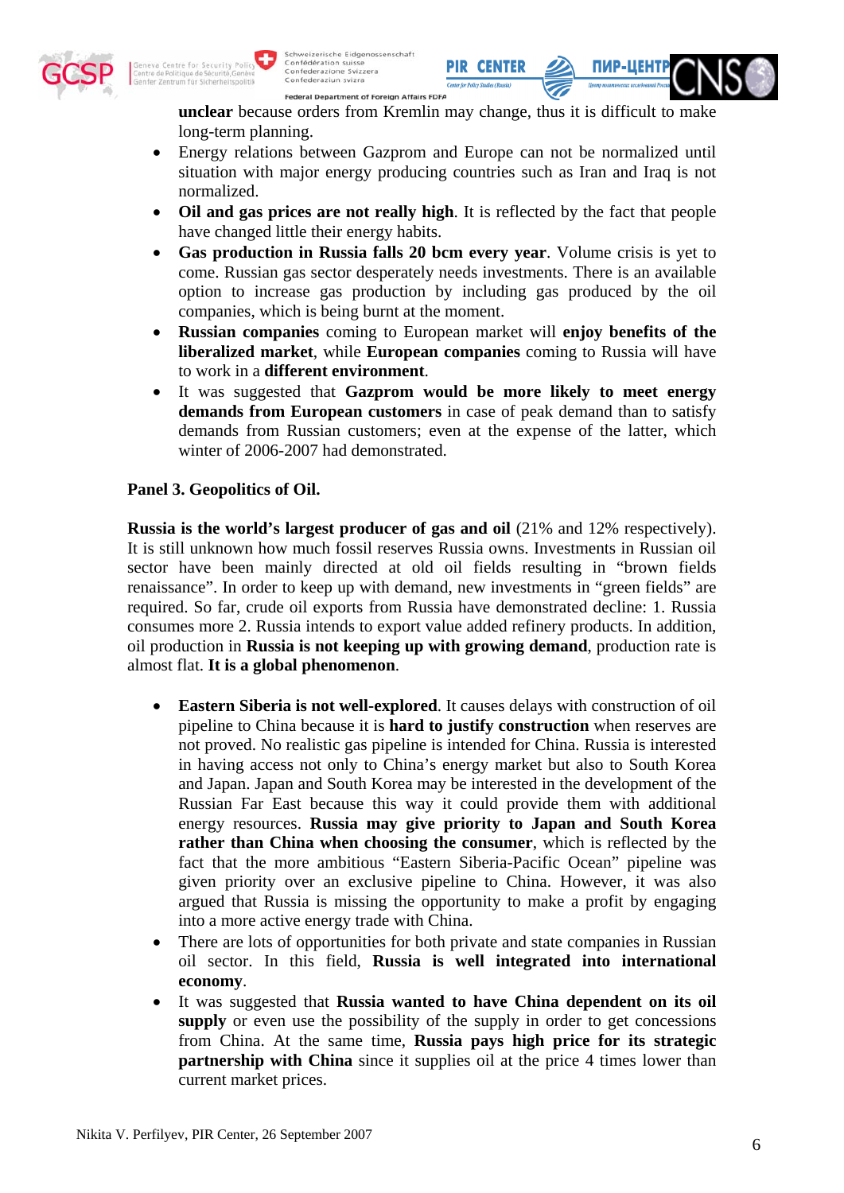**unclear** because orders from Kremlin may change, thus it is difficult to make long-term planning.

- Energy relations between Gazprom and Europe can not be normalized until situation with major energy producing countries such as Iran and Iraq is not normalized.
- **Oil and gas prices are not really high**. It is reflected by the fact that people have changed little their energy habits.
- **Gas production in Russia falls 20 bcm every year**. Volume crisis is yet to come. Russian gas sector desperately needs investments. There is an available option to increase gas production by including gas produced by the oil companies, which is being burnt at the moment.
- **Russian companies** coming to European market will **enjoy benefits of the liberalized market**, while **European companies** coming to Russia will have to work in a **different environment**.
- It was suggested that **Gazprom would be more likely to meet energy demands from European customers** in case of peak demand than to satisfy demands from Russian customers; even at the expense of the latter, which winter of 2006-2007 had demonstrated.

**Panel 3. Geopolitics of Oil.**

**Russia is the world's largest producer of gas and oil** (21% and 12% respectively). It is still unknown how much fossil reserves Russia owns. Investments in Russian oil sector have been mainly directed at old oil fields resulting in "brown fields renaissance". In order to keep up with demand, new investments in "green fields" are required. So far, crude oil exports from Russia have demonstrated decline: 1. Russia consumes more 2. Russia intends to export value added refinery products. In addition, oil production in **Russia is not keeping up with growing demand**, production rate is almost flat. **It is a global phenomenon**.

- **Eastern Siberia is not well-explored**. It causes delays with construction of oil pipeline to China because it is **hard to justify construction** when reserves are not proved. No realistic gas pipeline is intended for China. Russia is interested in having access not only to China's energy market but also to South Korea and Japan. Japan and South Korea may be interested in the development of the Russian Far East because this way it could provide them with additional energy resources. **Russia may give priority to Japan and South Korea rather than China when choosing the consumer**, which is reflected by the fact that the more ambitious "Eastern Siberia-Pacific Ocean" pipeline was given priority over an exclusive pipeline to China. However, it was also argued that Russia is missing the opportunity to make a profit by engaging into a more active energy trade with China.
- There are lots of opportunities for both private and state companies in Russian oil sector. In this field, **Russia is well integrated into international economy**.
- It was suggested that **Russia wanted to have China dependent on its oil supply** or even use the possibility of the supply in order to get concessions from China. At the same time, **Russia pays high price for its strategic partnership with China** since it supplies oil at the price 4 times lower than current market prices.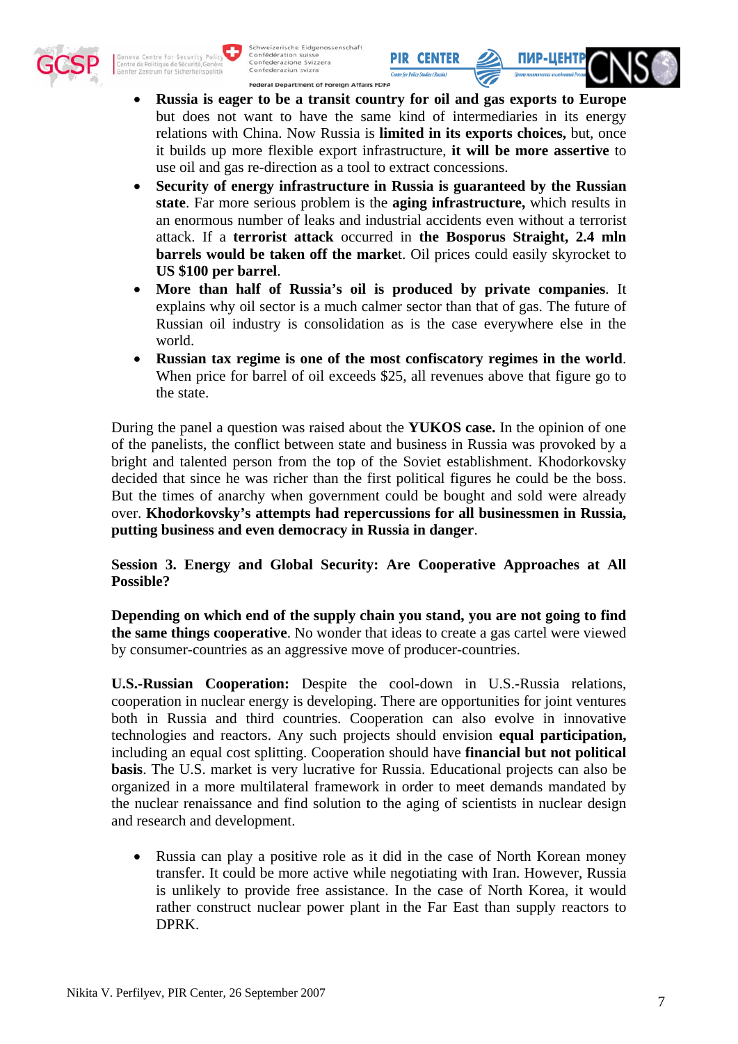- **Russia is eager to be a transit country for oil and gas exports to Europe** but does not want to have the same kind of intermediaries in its energy relations with China. Now Russia is **limited in its exports choices,** but, once it builds up more flexible export infrastructure, **it will be more assertive** to use oil and gas re-direction as a tool to extract concessions.
- **Security of energy infrastructure in Russia is guaranteed by the Russian state**. Far more serious problem is the **aging infrastructure,** which results in an enormous number of leaks and industrial accidents even without a terrorist attack. If a **terrorist attack** occurred in **the Bosporus Straight, 2.4 mln barrels would be taken off the marke**t. Oil prices could easily skyrocket to **US $100 per barrel**.
- **More than half of Russia's oil is produced by private companies**. It explains why oil sector is a much calmer sector than that of gas. The future of Russian oil industry is consolidation as is the case everywhere else in the world.
- **Russian tax regime is one of the most confiscatory regimes in the world**. When price for barrel of oil exceeds $25, all revenues above that figure go to the state.

During the panel a question was raised about the **YUKOS case.** In the opinion of one of the panelists, the conflict between state and business in Russia was provoked by a bright and talented person from the top of the Soviet establishment. Khodorkovsky decided that since he was richer than the first political figures he could be the boss. But the times of anarchy when government could be bought and sold were already over. **Khodorkovsky's attempts had repercussions for all businessmen in Russia, putting business and even democracy in Russia in danger**.

**Session 3. Energy and Global Security: Are Cooperative Approaches at All Possible?**

**Depending on which end of the supply chain you stand, you are not going to find the same things cooperative**. No wonder that ideas to create a gas cartel were viewed by consumer-countries as an aggressive move of producer-countries.

**U.S.-Russian Cooperation:** Despite the cool-down in U.S.-Russia relations, cooperation in nuclear energy is developing. There are opportunities for joint ventures both in Russia and third countries. Cooperation can also evolve in innovative technologies and reactors. Any such projects should envision **equal participation,** including an equal cost splitting. Cooperation should have **financial but not political basis**. The U.S. market is very lucrative for Russia. Educational projects can also be organized in a more multilateral framework in order to meet demands mandated by the nuclear renaissance and find solution to the aging of scientists in nuclear design and research and development.

- Russia can play a positive role as it did in the case of North Korean money transfer. It could be more active while negotiating with Iran. However, Russia is unlikely to provide free assistance. In the case of North Korea, it would rather construct nuclear power plant in the Far East than supply reactors to DPRK.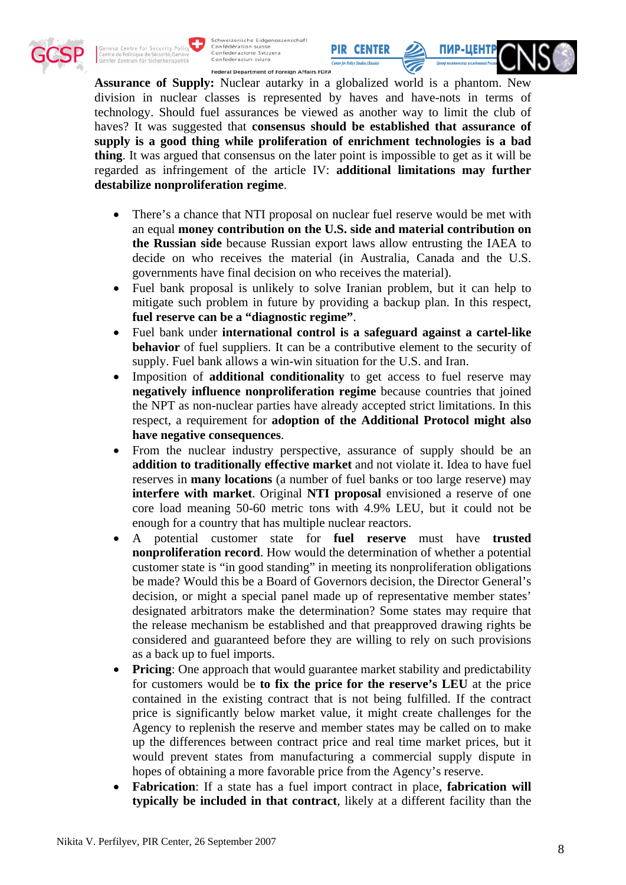**Assurance of Supply:** Nuclear autarky in a globalized world is a phantom. New division in nuclear classes is represented by haves and have-nots in terms of technology. Should fuel assurances be viewed as another way to limit the club of haves? It was suggested that **consensus should be established that assurance of supply is a good thing while proliferation of enrichment technologies is a bad thing**. It was argued that consensus on the later point is impossible to get as it will be regarded as infringement of the article IV: **additional limitations may further destabilize nonproliferation regime**.

- There's a chance that NTI proposal on nuclear fuel reserve would be met with an equal **money contribution on the U.S. side and material contribution on the Russian side** because Russian export laws allow entrusting the IAEA to decide on who receives the material (in Australia, Canada and the U.S. governments have final decision on who receives the material).
- Fuel bank proposal is unlikely to solve Iranian problem, but it can help to mitigate such problem in future by providing a backup plan. In this respect, **fuel reserve can be a "diagnostic regime"**.
- Fuel bank under **international control is a safeguard against a cartel-like behavior** of fuel suppliers. It can be a contributive element to the security of supply. Fuel bank allows a win-win situation for the U.S. and Iran.
- Imposition of **additional conditionality** to get access to fuel reserve may **negatively influence nonproliferation regime** because countries that joined the NPT as non-nuclear parties have already accepted strict limitations. In this respect, a requirement for **adoption of the Additional Protocol might also have negative consequences**.
- From the nuclear industry perspective, assurance of supply should be an **addition to traditionally effective market** and not violate it. Idea to have fuel reserves in **many locations** (a number of fuel banks or too large reserve) may **interfere with market**. Original **NTI proposal** envisioned a reserve of one core load meaning 50-60 metric tons with 4.9% LEU, but it could not be enough for a country that has multiple nuclear reactors.
- A potential customer state for **fuel reserve** must have **trusted nonproliferation record**. How would the determination of whether a potential customer state is "in good standing" in meeting its nonproliferation obligations be made? Would this be a Board of Governors decision, the Director General's decision, or might a special panel made up of representative member states' designated arbitrators make the determination? Some states may require that the release mechanism be established and that preapproved drawing rights be considered and guaranteed before they are willing to rely on such provisions as a back up to fuel imports.
- **Pricing**: One approach that would guarantee market stability and predictability for customers would be **to fix the price for the reserve's LEU** at the price contained in the existing contract that is not being fulfilled. If the contract price is significantly below market value, it might create challenges for the Agency to replenish the reserve and member states may be called on to make up the differences between contract price and real time market prices, but it would prevent states from manufacturing a commercial supply dispute in hopes of obtaining a more favorable price from the Agency's reserve.
- **Fabrication**: If a state has a fuel import contract in place, **fabrication will typically be included in that contract**, likely at a different facility than the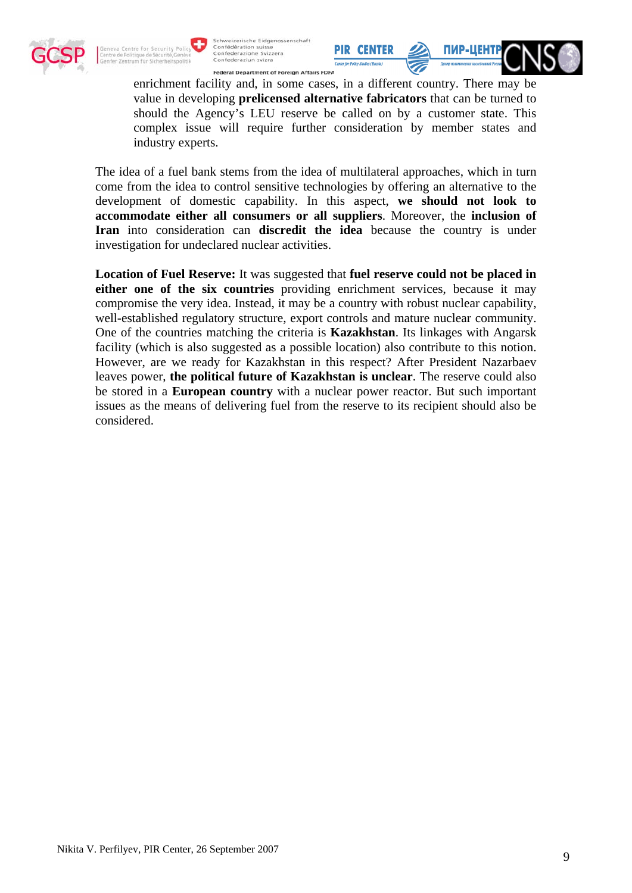enrichment facility and, in some cases, in a different country. There may be value in developing **prelicensed alternative fabricators** that can be turned to should the Agency's LEU reserve be called on by a customer state. This complex issue will require further consideration by member states and industry experts.

The idea of a fuel bank stems from the idea of multilateral approaches, which in turn come from the idea to control sensitive technologies by offering an alternative to the development of domestic capability. In this aspect, **we should not look to accommodate either all consumers or all suppliers**. Moreover, the **inclusion of Iran** into consideration can **discredit the idea** because the country is under investigation for undeclared nuclear activities.

**Location of Fuel Reserve:** It was suggested that **fuel reserve could not be placed in either one of the six countries** providing enrichment services, because it may compromise the very idea. Instead, it may be a country with robust nuclear capability, well-established regulatory structure, export controls and mature nuclear community. One of the countries matching the criteria is **Kazakhstan**. Its linkages with Angarsk facility (which is also suggested as a possible location) also contribute to this notion. However, are we ready for Kazakhstan in this respect? After President Nazarbaev leaves power, **the political future of Kazakhstan is unclear**. The reserve could also be stored in a **European country** with a nuclear power reactor. But such important issues as the means of delivering fuel from the reserve to its recipient should also be considered.